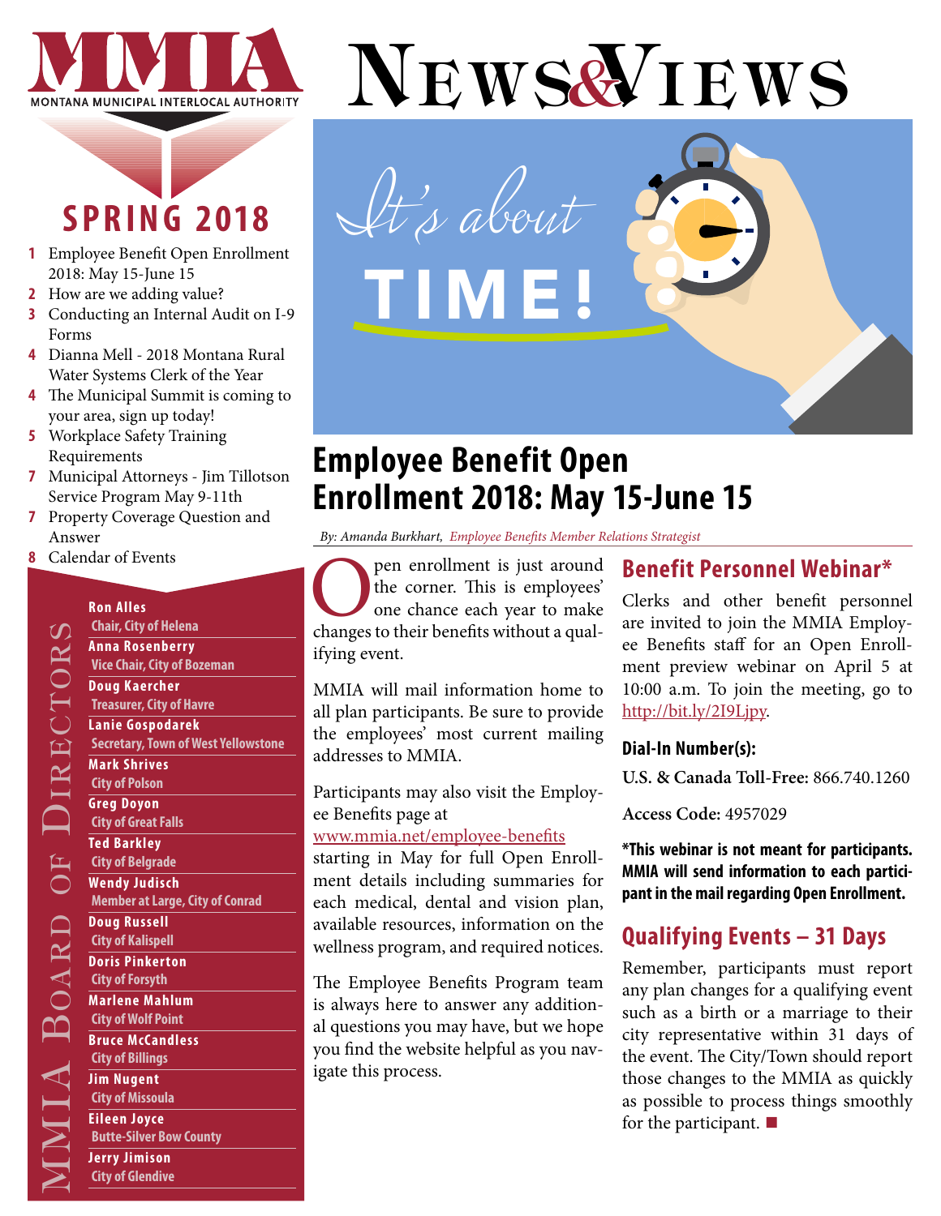# MMIA

MONTANA MUNICIPAL INTERLOCAL AUTHORITY

# News&Views

## SPRING 2018

- **1** Employee Benefit Open Enrollment 2018: May 15-June 15
- **2** How are we adding value?
- **3** Conducting an Internal Audit on I-9 Forms
- **4** Dianna Mell - 2018 Montana Rural Water Systems Clerk of the Year
- **4** The Municipal Summit is coming to your area, sign up today!
- **5** Workplace Safety Training Requirements
- **7** Municipal Attorneys - Jim Tillotson Service Program May 9-11th
- **7** Property Coverage Question and Answer
- **8** Calendar of Events

### MMIA Board of Directors

**Ron Alles**
Chair, City of Helena

**Anna Rosenberry**
Vice Chair, City of Bozeman

**Doug Kaercher**
Treasurer, City of Havre

**Lanie Gospodarek**
Secretary, Town of West Yellowstone

**Mark Shrives**
City of Polson

**Greg Doyon**
City of Great Falls

**Ted Barkley**
City of Belgrade

**Wendy Judisch**
Member at Large, City of Conrad

**Doug Russell**
City of Kalispell

**Doris Pinkerton**
City of Forsyth

**Marlene Mahlum**
City of Wolf Point

**Bruce McCandless**
City of Billings

**Jim Nugent**
City of Missoula

**Eileen Joyce**
Butte-Silver Bow County

**Jerry Jimison**
City of Glendive

It's about TIME!

# Employee Benefit Open Enrollment 2018: May 15-June 15

*By: Amanda Burkhart, Employee Benefits Member Relations Strategist*

Open enrollment is just around the corner. This is employees' one chance each year to make changes to their benefits without a qualifying event.

MMIA will mail information home to all plan participants. Be sure to provide the employees' most current mailing addresses to MMIA.

Participants may also visit the Employee Benefits page at www.mmia.net/employee-benefits starting in May for full Open Enrollment details including summaries for each medical, dental and vision plan, available resources, information on the wellness program, and required notices.

The Employee Benefits Program team is always here to answer any additional questions you may have, but we hope you find the website helpful as you navigate this process.

## Benefit Personnel Webinar*

Clerks and other benefit personnel are invited to join the MMIA Employee Benefits staff for an Open Enrollment preview webinar on April 5 at 10:00 a.m. To join the meeting, go to http://bit.ly/2I9Ljpy.

**Dial-In Number(s):**

**U.S. & Canada Toll-Free:** 866.740.1260

**Access Code:** 4957029

**\*This webinar is not meant for participants. MMIA will send information to each participant in the mail regarding Open Enrollment.**

## Qualifying Events – 31 Days

Remember, participants must report any plan changes for a qualifying event such as a birth or a marriage to their city representative within 31 days of the event. The City/Town should report those changes to the MMIA as quickly as possible to process things smoothly for the participant. ■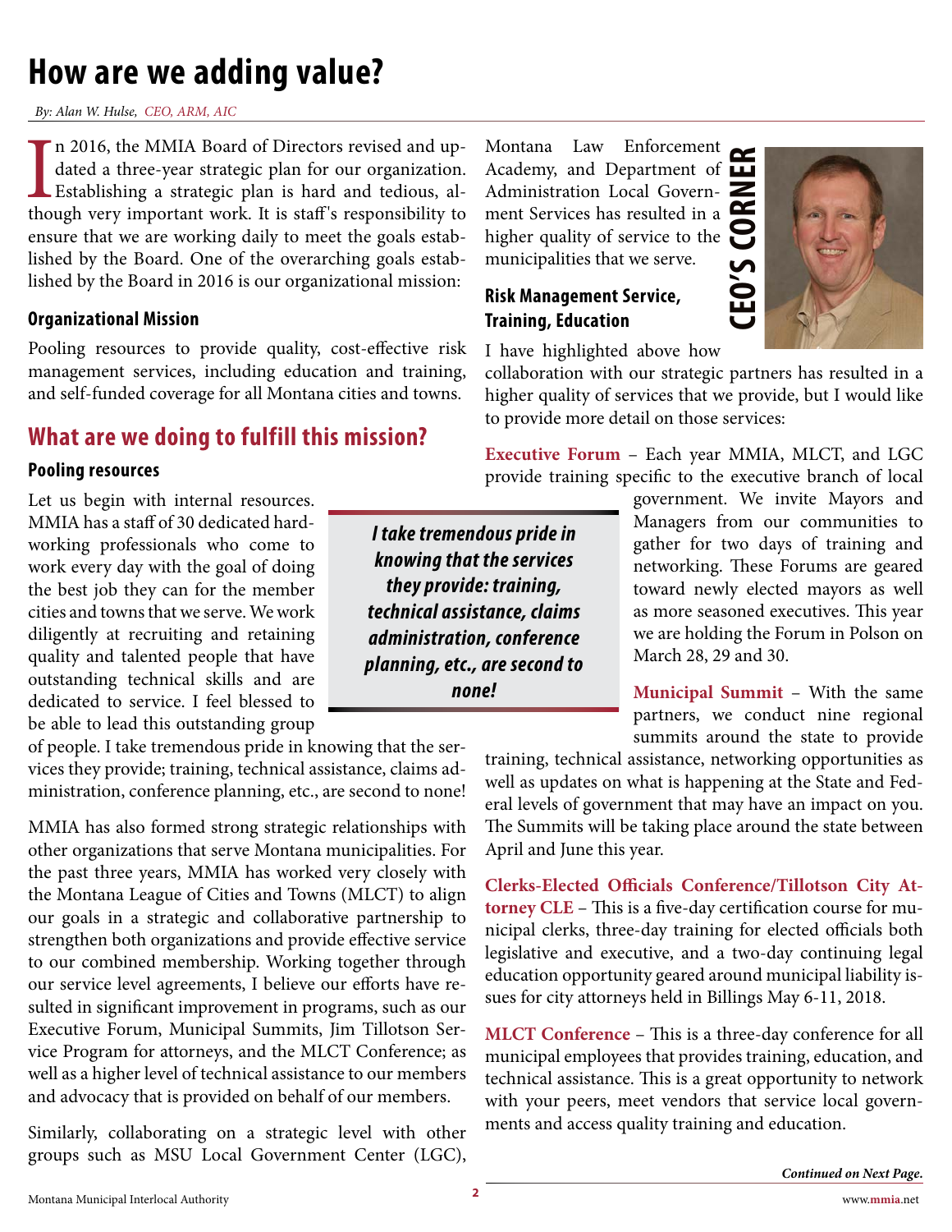# How are we adding value?

*By: Alan W. Hulse, CEO, ARM, AIC*

In 2016, the MMIA Board of Directors revised and updated a three-year strategic plan for our organization. Establishing a strategic plan is hard and tedious, although very important work. It is staff's responsibility to ensure that we are working daily to meet the goals established by the Board. One of the overarching goals established by the Board in 2016 is our organizational mission:

### Organizational Mission

Pooling resources to provide quality, cost-effective risk management services, including education and training, and self-funded coverage for all Montana cities and towns.

## What are we doing to fulfill this mission?

### Pooling resources

Let us begin with internal resources. MMIA has a staff of 30 dedicated hardworking professionals who come to work every day with the goal of doing the best job they can for the member cities and towns that we serve. We work diligently at recruiting and retaining quality and talented people that have outstanding technical skills and are dedicated to service. I feel blessed to be able to lead this outstanding group of people. I take tremendous pride in knowing that the services they provide; training, technical assistance, claims administration, conference planning, etc., are second to none!

> ***I take tremendous pride in knowing that the services they provide: training, technical assistance, claims administration, conference planning, etc., are second to none!***

MMIA has also formed strong strategic relationships with other organizations that serve Montana municipalities. For the past three years, MMIA has worked very closely with the Montana League of Cities and Towns (MLCT) to align our goals in a strategic and collaborative partnership to strengthen both organizations and provide effective service to our combined membership. Working together through our service level agreements, I believe our efforts have resulted in significant improvement in programs, such as our Executive Forum, Municipal Summits, Jim Tillotson Service Program for attorneys, and the MLCT Conference; as well as a higher level of technical assistance to our members and advocacy that is provided on behalf of our members.

Similarly, collaborating on a strategic level with other groups such as MSU Local Government Center (LGC), Montana Law Enforcement Academy, and Department of Administration Local Government Services has resulted in a higher quality of service to the municipalities that we serve.

**CEO'S CORNER**

### Risk Management Service, Training, Education

I have highlighted above how collaboration with our strategic partners has resulted in a higher quality of services that we provide, but I would like to provide more detail on those services:

**Executive Forum** – Each year MMIA, MLCT, and LGC provide training specific to the executive branch of local government. We invite Mayors and Managers from our communities to gather for two days of training and networking. These Forums are geared toward newly elected mayors as well as more seasoned executives. This year we are holding the Forum in Polson on March 28, 29 and 30.

**Municipal Summit** – With the same partners, we conduct nine regional summits around the state to provide training, technical assistance, networking opportunities as well as updates on what is happening at the State and Federal levels of government that may have an impact on you. The Summits will be taking place around the state between April and June this year.

**Clerks-Elected Officials Conference/Tillotson City Attorney CLE** – This is a five-day certification course for municipal clerks, three-day training for elected officials both legislative and executive, and a two-day continuing legal education opportunity geared around municipal liability issues for city attorneys held in Billings May 6-11, 2018.

**MLCT Conference** – This is a three-day conference for all municipal employees that provides training, education, and technical assistance. This is a great opportunity to network with your peers, meet vendors that service local governments and access quality training and education.

***Continued on Next Page.***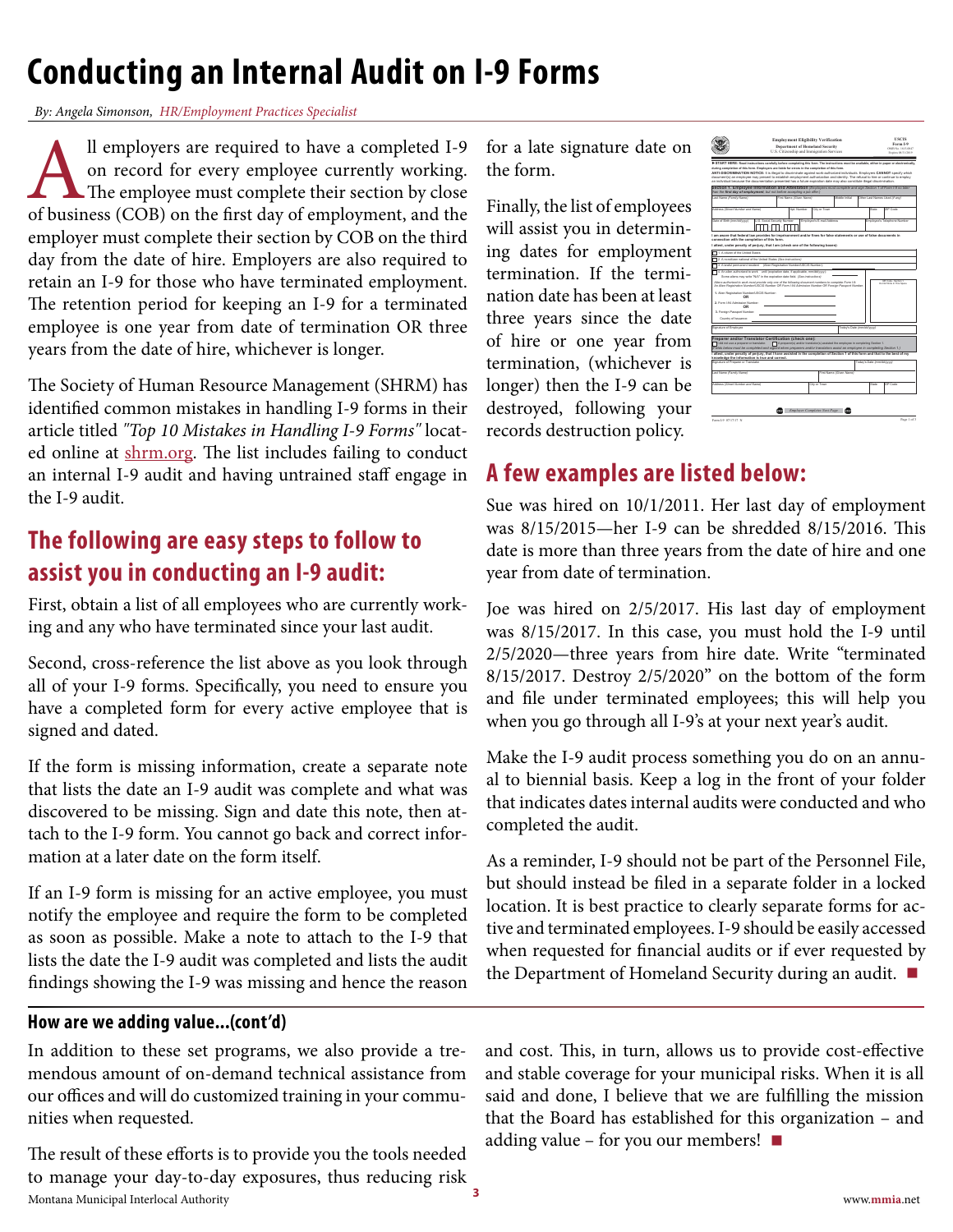# Conducting an Internal Audit on I-9 Forms

*By: Angela Simonson, HR/Employment Practices Specialist*

All employers are required to have a completed I-9 on record for every employee currently working. The employee must complete their section by close of business (COB) on the first day of employment, and the employer must complete their section by COB on the third day from the date of hire. Employers are also required to retain an I-9 for those who have terminated employment. The retention period for keeping an I-9 for a terminated employee is one year from date of termination OR three years from the date of hire, whichever is longer.

The Society of Human Resource Management (SHRM) has identified common mistakes in handling I-9 forms in their article titled *"Top 10 Mistakes in Handling I-9 Forms"* located online at shrm.org. The list includes failing to conduct an internal I-9 audit and having untrained staff engage in the I-9 audit.

## The following are easy steps to follow to assist you in conducting an I-9 audit:

First, obtain a list of all employees who are currently working and any who have terminated since your last audit.

Second, cross-reference the list above as you look through all of your I-9 forms. Specifically, you need to ensure you have a completed form for every active employee that is signed and dated.

If the form is missing information, create a separate note that lists the date an I-9 audit was complete and what was discovered to be missing. Sign and date this note, then attach to the I-9 form. You cannot go back and correct information at a later date on the form itself.

If an I-9 form is missing for an active employee, you must notify the employee and require the form to be completed as soon as possible. Make a note to attach to the I-9 that lists the date the I-9 audit was completed and lists the audit findings showing the I-9 was missing and hence the reason for a late signature date on the form.

Finally, the list of employees will assist you in determining dates for employment termination. If the termination date has been at least three years since the date of hire or one year from termination, (whichever is longer) then the I-9 can be destroyed, following your records destruction policy.

## A few examples are listed below:

Sue was hired on 10/1/2011. Her last day of employment was 8/15/2015—her I-9 can be shredded 8/15/2016. This date is more than three years from the date of hire and one year from date of termination.

Joe was hired on 2/5/2017. His last day of employment was 8/15/2017. In this case, you must hold the I-9 until 2/5/2020—three years from hire date. Write "terminated 8/15/2017. Destroy 2/5/2020" on the bottom of the form and file under terminated employees; this will help you when you go through all I-9's at your next year's audit.

Make the I-9 audit process something you do on an annual to biennial basis. Keep a log in the front of your folder that indicates dates internal audits were conducted and who completed the audit.

As a reminder, I-9 should not be part of the Personnel File, but should instead be filed in a separate folder in a locked location. It is best practice to clearly separate forms for active and terminated employees. I-9 should be easily accessed when requested for financial audits or if ever requested by the Department of Homeland Security during an audit. ■

---

### How are we adding value...(cont'd)

In addition to these set programs, we also provide a tremendous amount of on-demand technical assistance from our offices and will do customized training in your communities when requested.

The result of these efforts is to provide you the tools needed to manage your day-to-day exposures, thus reducing risk and cost. This, in turn, allows us to provide cost-effective and stable coverage for your municipal risks. When it is all said and done, I believe that we are fulfilling the mission that the Board has established for this organization – and adding value – for you our members! ■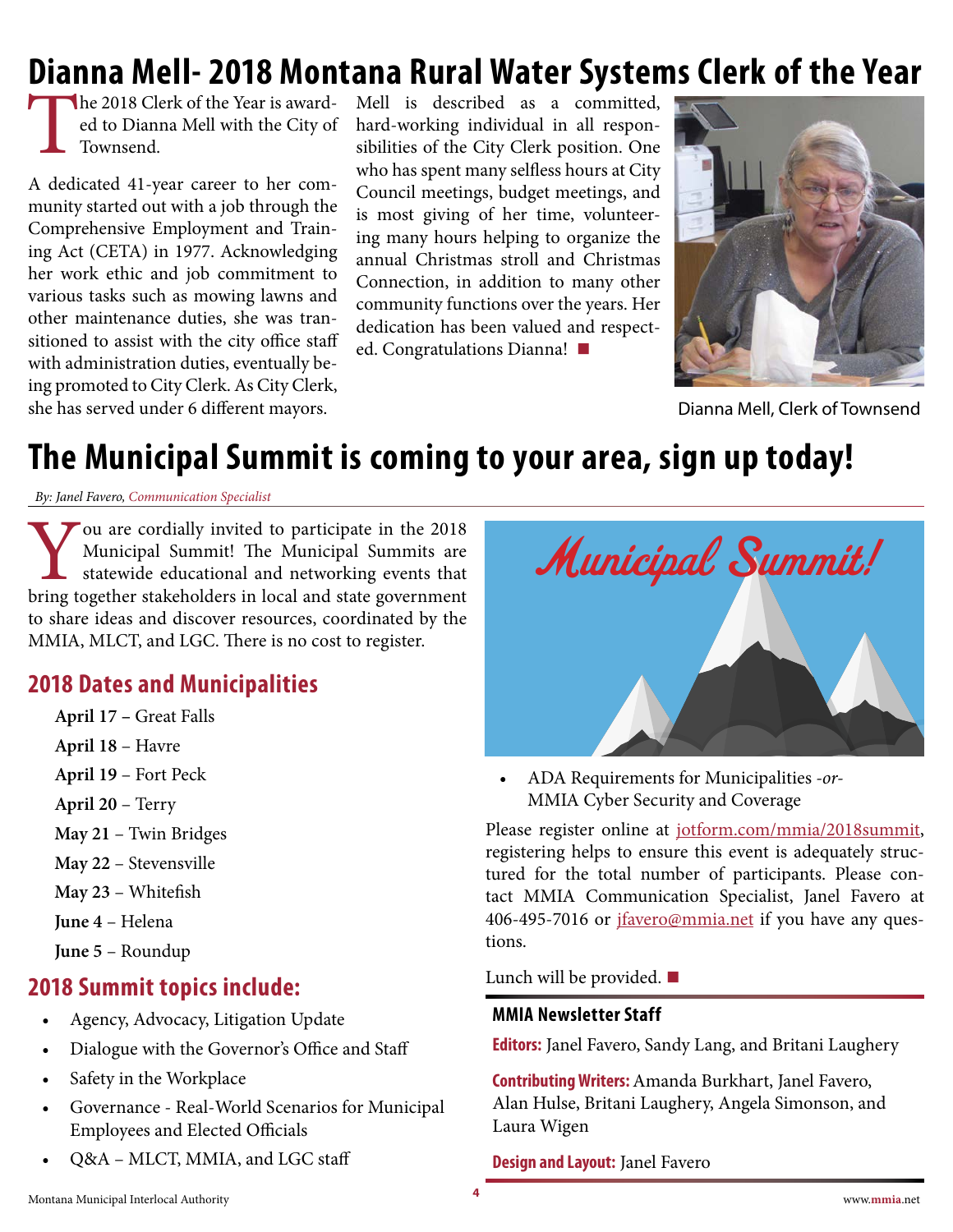# Dianna Mell- 2018 Montana Rural Water Systems Clerk of the Year

The 2018 Clerk of the Year is awarded to Dianna Mell with the City of Townsend.

A dedicated 41-year career to her community started out with a job through the Comprehensive Employment and Training Act (CETA) in 1977. Acknowledging her work ethic and job commitment to various tasks such as mowing lawns and other maintenance duties, she was transitioned to assist with the city office staff with administration duties, eventually being promoted to City Clerk. As City Clerk, she has served under 6 different mayors.

Mell is described as a committed, hard-working individual in all responsibilities of the City Clerk position. One who has spent many selfless hours at City Council meetings, budget meetings, and is most giving of her time, volunteering many hours helping to organize the annual Christmas stroll and Christmas Connection, in addition to many other community functions over the years. Her dedication has been valued and respected. Congratulations Dianna! ■

Dianna Mell, Clerk of Townsend

# The Municipal Summit is coming to your area, sign up today!

*By: Janel Favero, Communication Specialist*

You are cordially invited to participate in the 2018 Municipal Summit! The Municipal Summits are statewide educational and networking events that bring together stakeholders in local and state government to share ideas and discover resources, coordinated by the MMIA, MLCT, and LGC. There is no cost to register.

## 2018 Dates and Municipalities

**April 17** – Great Falls

**April 18** – Havre

**April 19** – Fort Peck

**April 20** – Terry

**May 21** – Twin Bridges

**May 22** – Stevensville

**May 23** – Whitefish

**June 4** – Helena

**June 5** – Roundup

## 2018 Summit topics include:

- Agency, Advocacy, Litigation Update
- Dialogue with the Governor's Office and Staff
- Safety in the Workplace
- Governance - Real-World Scenarios for Municipal Employees and Elected Officials
- Q&A – MLCT, MMIA, and LGC staff
- ADA Requirements for Municipalities *-or-* MMIA Cyber Security and Coverage

Please register online at jotform.com/mmia/2018summit, registering helps to ensure this event is adequately structured for the total number of participants. Please contact MMIA Communication Specialist, Janel Favero at 406-495-7016 or jfavero@mmia.net if you have any questions.

Lunch will be provided. ■

### MMIA Newsletter Staff

**Editors:** Janel Favero, Sandy Lang, and Britani Laughery

**Contributing Writers:** Amanda Burkhart, Janel Favero, Alan Hulse, Britani Laughery, Angela Simonson, and Laura Wigen

**Design and Layout:** Janel Favero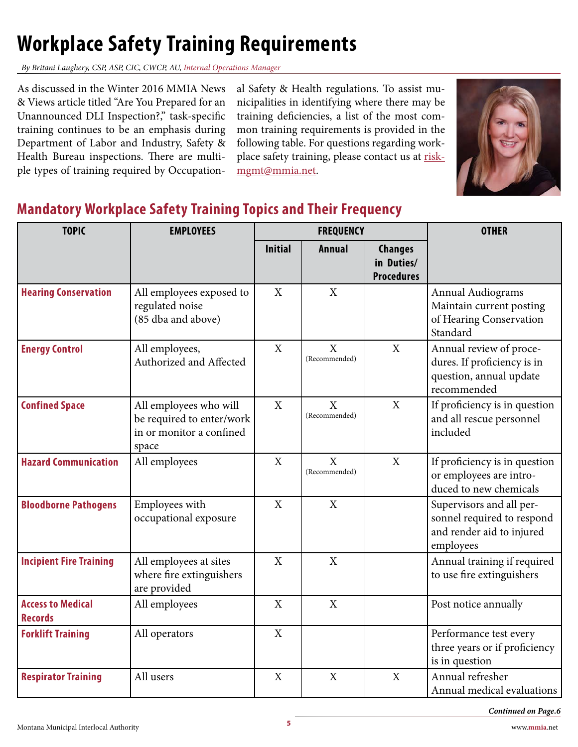# Workplace Safety Training Requirements

*By Britani Laughery, CSP, ASP, CIC, CWCP, AU, Internal Operations Manager*

As discussed in the Winter 2016 MMIA News & Views article titled "Are You Prepared for an Unannounced DLI Inspection?," task-specific training continues to be an emphasis during Department of Labor and Industry, Safety & Health Bureau inspections. There are multiple types of training required by Occupational Safety & Health regulations. To assist municipalities in identifying where there may be training deficiencies, a list of the most common training requirements is provided in the following table. For questions regarding workplace safety training, please contact us at riskmgmt@mmia.net.

## Mandatory Workplace Safety Training Topics and Their Frequency

| TOPIC | EMPLOYEES | FREQUENCY | | | OTHER |
|---|---|---|---|---|---|
| | | Initial | Annual | Changes in Duties/ Procedures | |
| **Hearing Conservation** | All employees exposed to regulated noise (85 dba and above) | X | X | | Annual Audiograms Maintain current posting of Hearing Conservation Standard |
| **Energy Control** | All employees, Authorized and Affected | X | X (Recommended) | X | Annual review of procedures. If proficiency is in question, annual update recommended |
| **Confined Space** | All employees who will be required to enter/work in or monitor a confined space | X | X (Recommended) | X | If proficiency is in question and all rescue personnel included |
| **Hazard Communication** | All employees | X | X (Recommended) | X | If proficiency is in question or employees are introduced to new chemicals |
| **Bloodborne Pathogens** | Employees with occupational exposure | X | X | | Supervisors and all personnel required to respond and render aid to injured employees |
| **Incipient Fire Training** | All employees at sites where fire extinguishers are provided | X | X | | Annual training if required to use fire extinguishers |
| **Access to Medical Records** | All employees | X | X | | Post notice annually |
| **Forklift Training** | All operators | X | | | Performance test every three years or if proficiency is in question |
| **Respirator Training** | All users | X | X | X | Annual refresher Annual medical evaluations |

*Continued on Page.6*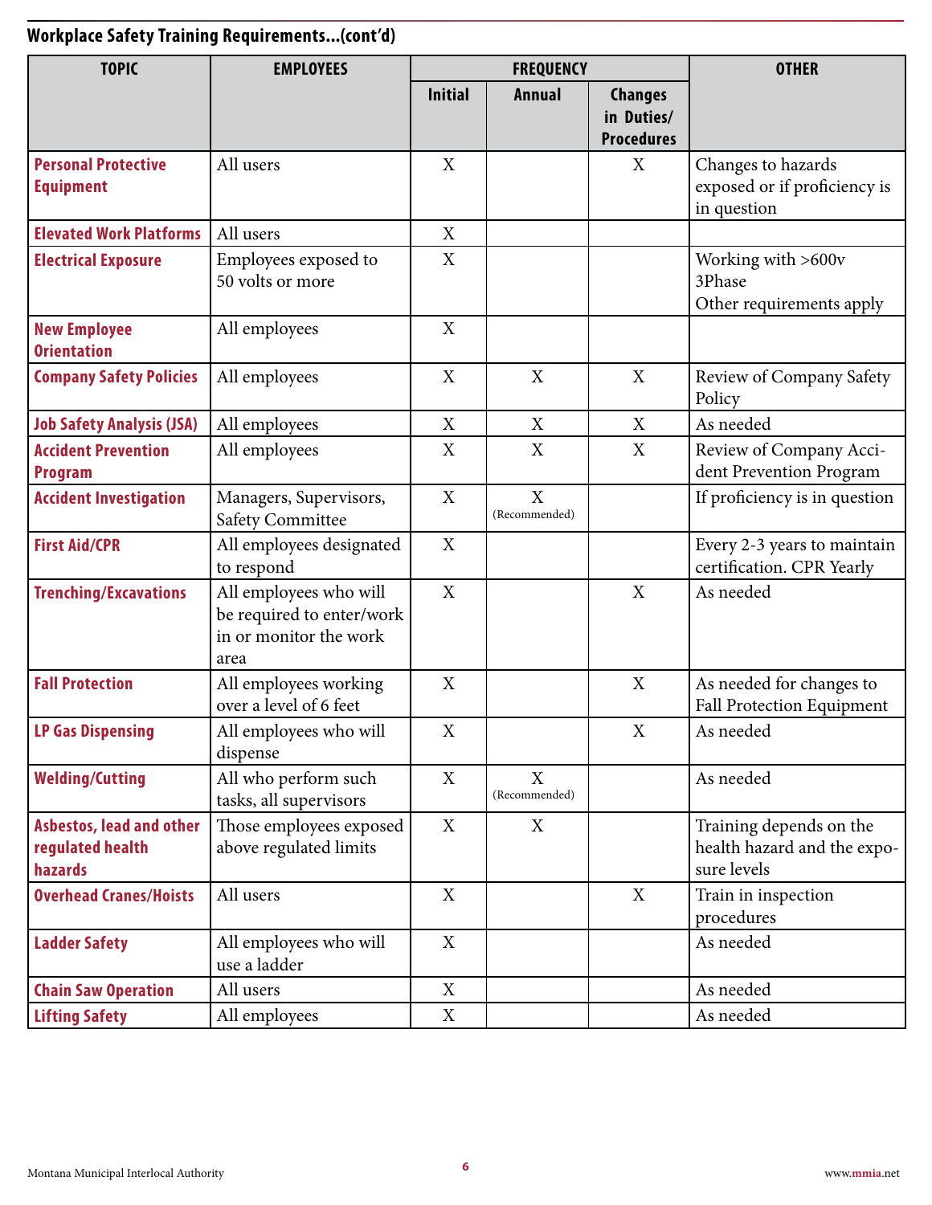## Workplace Safety Training Requirements...(cont'd)

| TOPIC | EMPLOYEES | FREQUENCY | | | OTHER |
|---|---|---|---|---|---|
| | | Initial | Annual | Changes in Duties/ Procedures | |
| **Personal Protective Equipment** | All users | X | | X | Changes to hazards exposed or if proficiency is in question |
| **Elevated Work Platforms** | All users | X | | | |
| **Electrical Exposure** | Employees exposed to 50 volts or more | X | | | Working with >600v 3Phase Other requirements apply |
| **New Employee Orientation** | All employees | X | | | |
| **Company Safety Policies** | All employees | X | X | X | Review of Company Safety Policy |
| **Job Safety Analysis (JSA)** | All employees | X | X | X | As needed |
| **Accident Prevention Program** | All employees | X | X | X | Review of Company Accident Prevention Program |
| **Accident Investigation** | Managers, Supervisors, Safety Committee | X | X (Recommended) | | If proficiency is in question |
| **First Aid/CPR** | All employees designated to respond | X | | | Every 2-3 years to maintain certification. CPR Yearly |
| **Trenching/Excavations** | All employees who will be required to enter/work in or monitor the work area | X | | X | As needed |
| **Fall Protection** | All employees working over a level of 6 feet | X | | X | As needed for changes to Fall Protection Equipment |
| **LP Gas Dispensing** | All employees who will dispense | X | | X | As needed |
| **Welding/Cutting** | All who perform such tasks, all supervisors | X | X (Recommended) | | As needed |
| **Asbestos, lead and other regulated health hazards** | Those employees exposed above regulated limits | X | X | | Training depends on the health hazard and the exposure levels |
| **Overhead Cranes/Hoists** | All users | X | | X | Train in inspection procedures |
| **Ladder Safety** | All employees who will use a ladder | X | | | As needed |
| **Chain Saw Operation** | All users | X | | | As needed |
| **Lifting Safety** | All employees | X | | | As needed |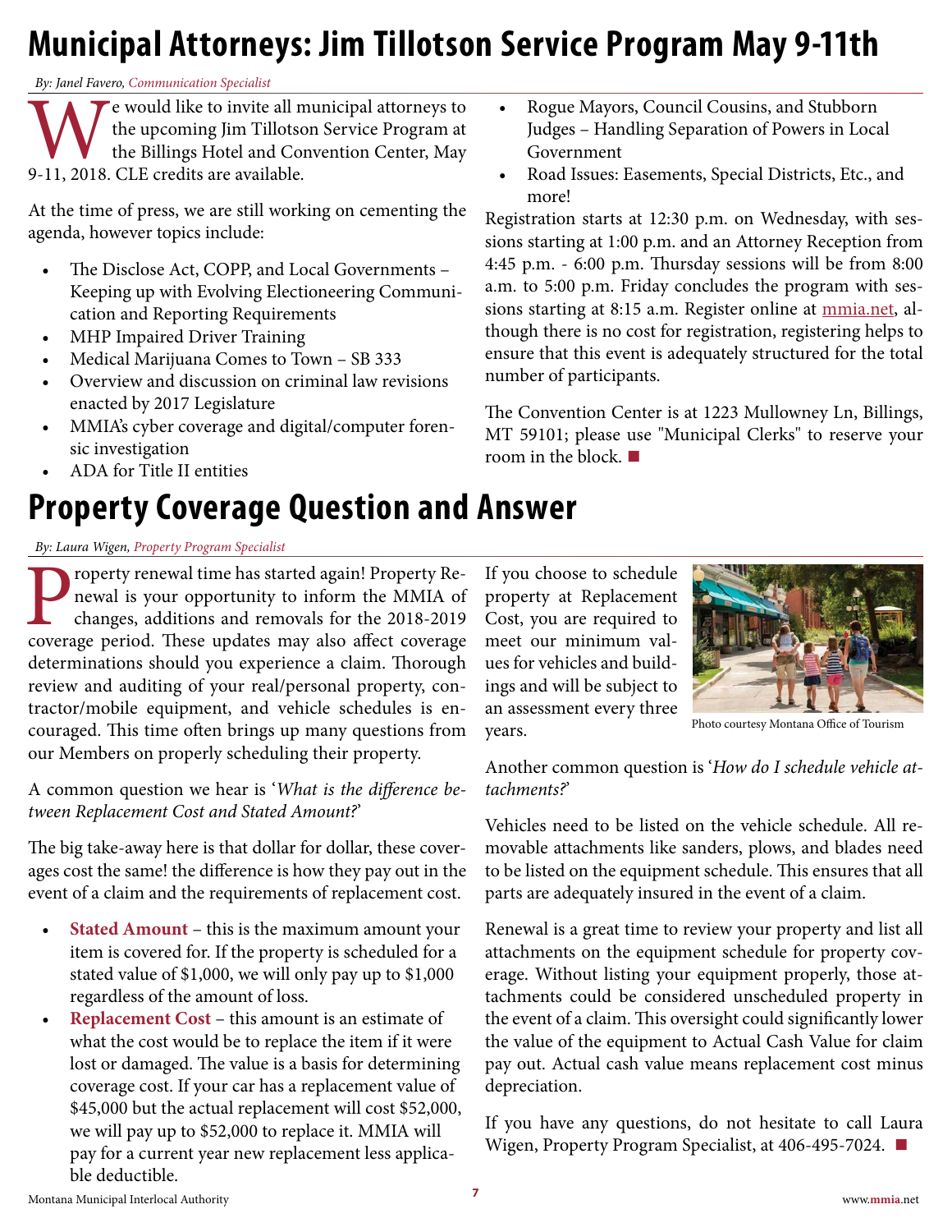# Municipal Attorneys: Jim Tillotson Service Program May 9-11th

*By: Janel Favero, Communication Specialist*

We would like to invite all municipal attorneys to the upcoming Jim Tillotson Service Program at the Billings Hotel and Convention Center, May 9-11, 2018. CLE credits are available.

At the time of press, we are still working on cementing the agenda, however topics include:

- The Disclose Act, COPP, and Local Governments – Keeping up with Evolving Electioneering Communication and Reporting Requirements
- MHP Impaired Driver Training
- Medical Marijuana Comes to Town – SB 333
- Overview and discussion on criminal law revisions enacted by 2017 Legislature
- MMIA's cyber coverage and digital/computer forensic investigation
- ADA for Title II entities
- Rogue Mayors, Council Cousins, and Stubborn Judges – Handling Separation of Powers in Local Government
- Road Issues: Easements, Special Districts, Etc., and more!

Registration starts at 12:30 p.m. on Wednesday, with sessions starting at 1:00 p.m. and an Attorney Reception from 4:45 p.m. - 6:00 p.m. Thursday sessions will be from 8:00 a.m. to 5:00 p.m. Friday concludes the program with sessions starting at 8:15 a.m. Register online at mmia.net, although there is no cost for registration, registering helps to ensure that this event is adequately structured for the total number of participants.

The Convention Center is at 1223 Mullowney Ln, Billings, MT 59101; please use "Municipal Clerks" to reserve your room in the block. ■

# Property Coverage Question and Answer

*By: Laura Wigen, Property Program Specialist*

Property renewal time has started again! Property Renewal is your opportunity to inform the MMIA of changes, additions and removals for the 2018-2019 coverage period. These updates may also affect coverage determinations should you experience a claim. Thorough review and auditing of your real/personal property, contractor/mobile equipment, and vehicle schedules is encouraged. This time often brings up many questions from our Members on properly scheduling their property.

A common question we hear is '*What is the difference between Replacement Cost and Stated Amount?*'

The big take-away here is that dollar for dollar, these coverages cost the same! the difference is how they pay out in the event of a claim and the requirements of replacement cost.

- **Stated Amount** – this is the maximum amount your item is covered for. If the property is scheduled for a stated value of $1,000, we will only pay up to $1,000 regardless of the amount of loss.
- **Replacement Cost** – this amount is an estimate of what the cost would be to replace the item if it were lost or damaged. The value is a basis for determining coverage cost. If your car has a replacement value of $45,000 but the actual replacement will cost $52,000, we will pay up to $52,000 to replace it. MMIA will pay for a current year new replacement less applicable deductible.

If you choose to schedule property at Replacement Cost, you are required to meet our minimum values for vehicles and buildings and will be subject to an assessment every three years.

Photo courtesy Montana Office of Tourism

Another common question is '*How do I schedule vehicle attachments?*'

Vehicles need to be listed on the vehicle schedule. All removable attachments like sanders, plows, and blades need to be listed on the equipment schedule. This ensures that all parts are adequately insured in the event of a claim.

Renewal is a great time to review your property and list all attachments on the equipment schedule for property coverage. Without listing your equipment properly, those attachments could be considered unscheduled property in the event of a claim. This oversight could significantly lower the value of the equipment to Actual Cash Value for claim pay out. Actual cash value means replacement cost minus depreciation.

If you have any questions, do not hesitate to call Laura Wigen, Property Program Specialist, at 406-495-7024. ■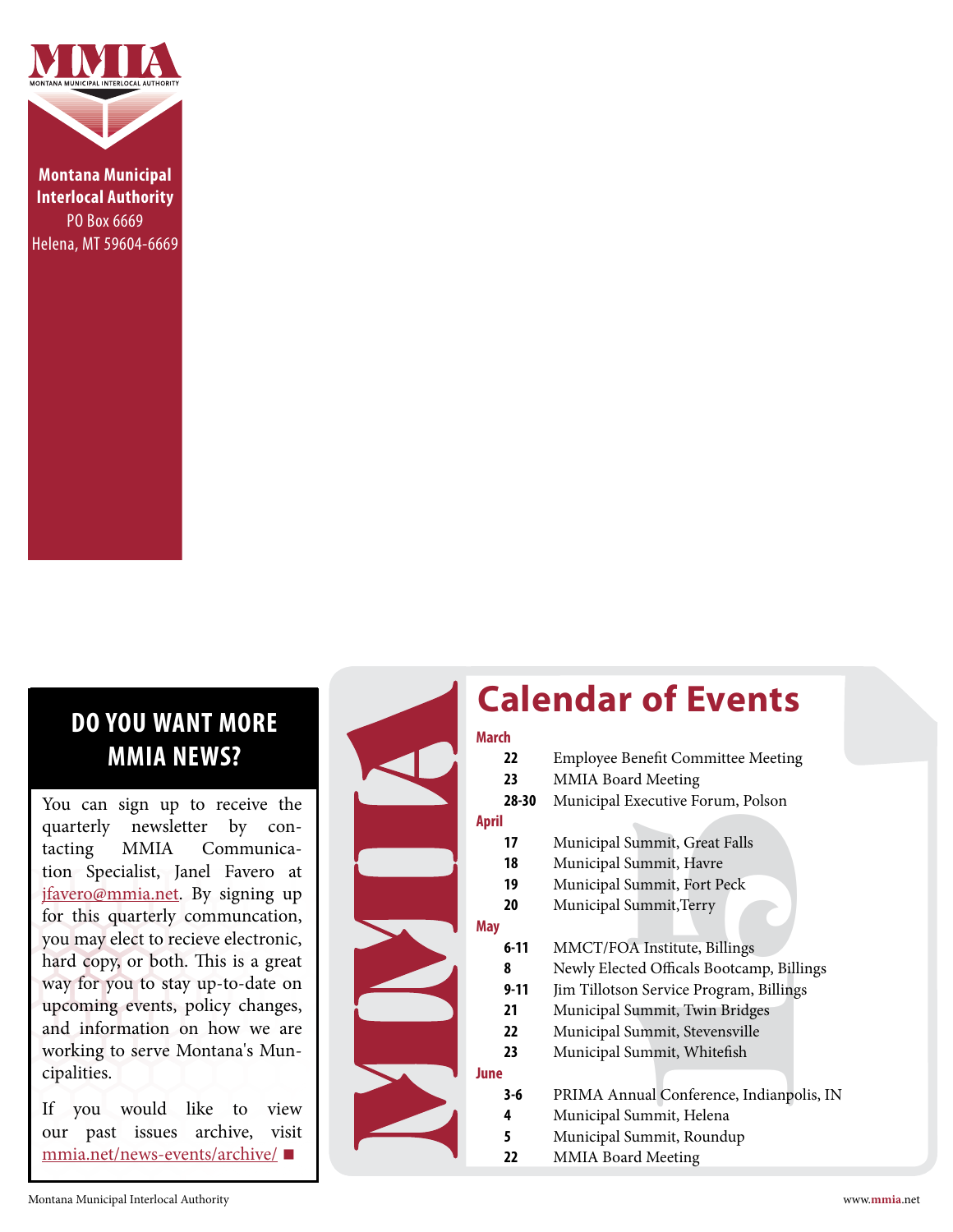**Montana Municipal Interlocal Authority**
PO Box 6669
Helena, MT 59604-6669

## DO YOU WANT MORE MMIA NEWS?

You can sign up to receive the quarterly newsletter by contacting MMIA Communication Specialist, Janel Favero at jfavero@mmia.net. By signing up for this quarterly communcation, you may elect to recieve electronic, hard copy, or both. This is a great way for you to stay up-to-date on upcoming events, policy changes, and information on how we are working to serve Montana's Muncipalities.

If you would like to view our past issues archive, visit mmia.net/news-events/archive/ ■

## Calendar of Events

**March**

| | |
|---|---|
| **22** | Employee Benefit Committee Meeting |
| **23** | MMIA Board Meeting |
| **28-30** | Municipal Executive Forum, Polson |

**April**

| | |
|---|---|
| **17** | Municipal Summit, Great Falls |
| **18** | Municipal Summit, Havre |
| **19** | Municipal Summit, Fort Peck |
| **20** | Municipal Summit,Terry |

**May**

| | |
|---|---|
| **6-11** | MMCT/FOA Institute, Billings |
| **8** | Newly Elected Officals Bootcamp, Billings |
| **9-11** | Jim Tillotson Service Program, Billings |
| **21** | Municipal Summit, Twin Bridges |
| **22** | Municipal Summit, Stevensville |
| **23** | Municipal Summit, Whitefish |

**June**

| | |
|---|---|
| **3-6** | PRIMA Annual Conference, Indianpolis, IN |
| **4** | Municipal Summit, Helena |
| **5** | Municipal Summit, Roundup |
| **22** | MMIA Board Meeting |